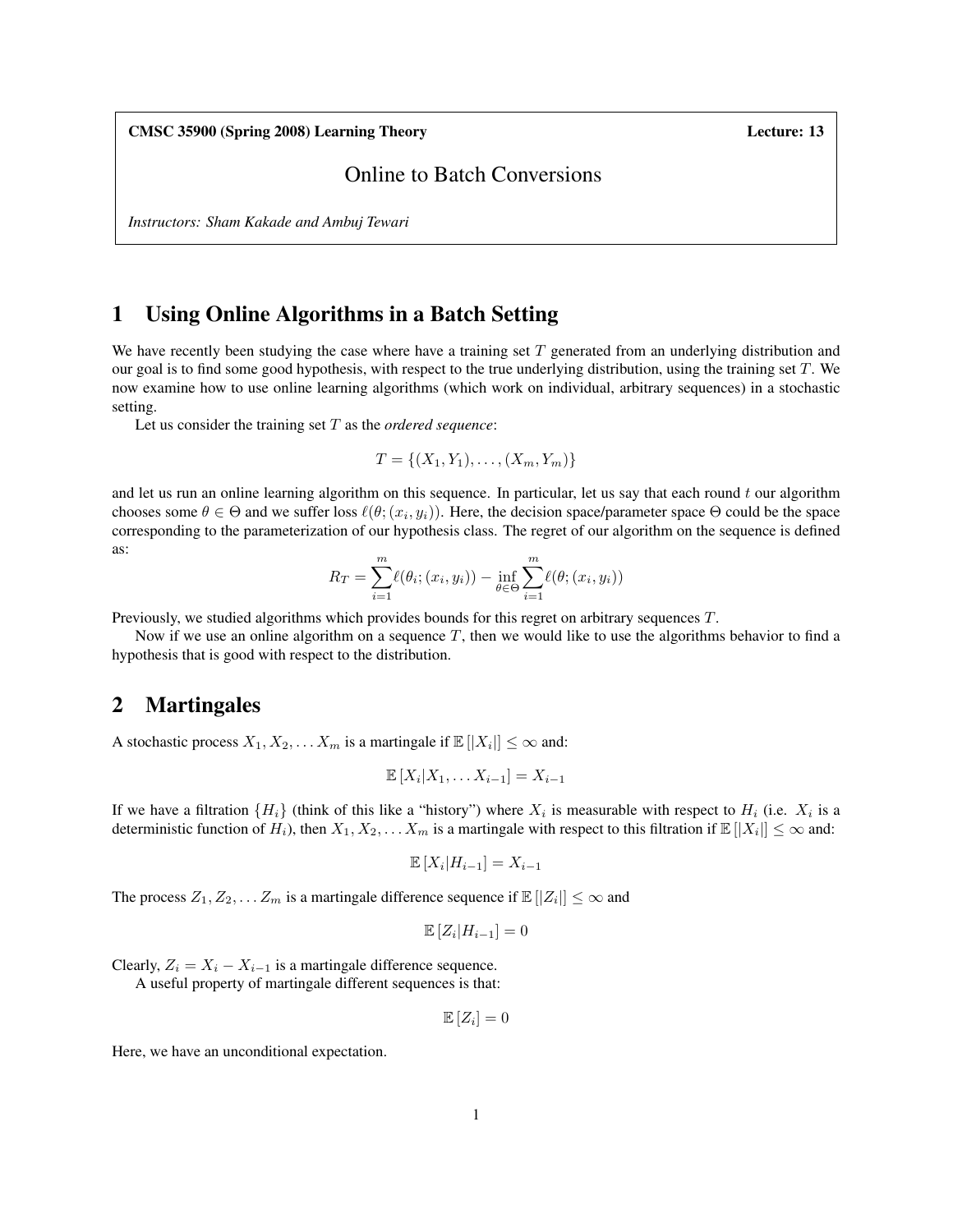**CMSC 35900 (Spring 2008) Learning Theory** **Lecture: 13**

# Online to Batch Conversions

*Instructors: Sham Kakade and Ambuj Tewari*

## 1 Using Online Algorithms in a Batch Setting

We have recently been studying the case where have a training set $T$ generated from an underlying distribution and our goal is to find some good hypothesis, with respect to the true underlying distribution, using the training set $T$. We now examine how to use online learning algorithms (which work on individual, arbitrary sequences) in a stochastic setting.

Let us consider the training set $T$ as the *ordered sequence*:

$$T = \{(X_1, Y_1), \dots, (X_m, Y_m)\}$$

and let us run an online learning algorithm on this sequence. In particular, let us say that each round $t$ our algorithm chooses some $\theta \in \Theta$ and we suffer loss $\ell(\theta; (x_i, y_i))$. Here, the decision space/parameter space $\Theta$ could be the space corresponding to the parameterization of our hypothesis class. The regret of our algorithm on the sequence is defined as:

$$R_T = \sum_{i=1}^{m} \ell(\theta_i; (x_i, y_i)) - \inf_{\theta \in \Theta} \sum_{i=1}^{m} \ell(\theta; (x_i, y_i))$$

Previously, we studied algorithms which provides bounds for this regret on arbitrary sequences $T$.

Now if we use an online algorithm on a sequence $T$, then we would like to use the algorithms behavior to find a hypothesis that is good with respect to the distribution.

## 2 Martingales

A stochastic process $X_1, X_2, \dots X_m$ is a martingale if $\mathbb{E}[|X_i|] \leq \infty$ and:

$$\mathbb{E}[X_i | X_1, \dots X_{i-1}] = X_{i-1}$$

If we have a filtration $\{H_i\}$ (think of this like a "history") where $X_i$ is measurable with respect to $H_i$ (i.e. $X_i$ is a deterministic function of $H_i$), then $X_1, X_2, \dots X_m$ is a martingale with respect to this filtration if $\mathbb{E}[|X_i|] \leq \infty$ and:

$$\mathbb{E}[X_i | H_{i-1}] = X_{i-1}$$

The process $Z_1, Z_2, \dots Z_m$ is a martingale difference sequence if $\mathbb{E}[|Z_i|] \leq \infty$ and

$$\mathbb{E}[Z_i | H_{i-1}] = 0$$

Clearly, $Z_i = X_i - X_{i-1}$ is a martingale difference sequence.

A useful property of martingale different sequences is that:

$$\mathbb{E}[Z_i] = 0$$

Here, we have an unconditional expectation.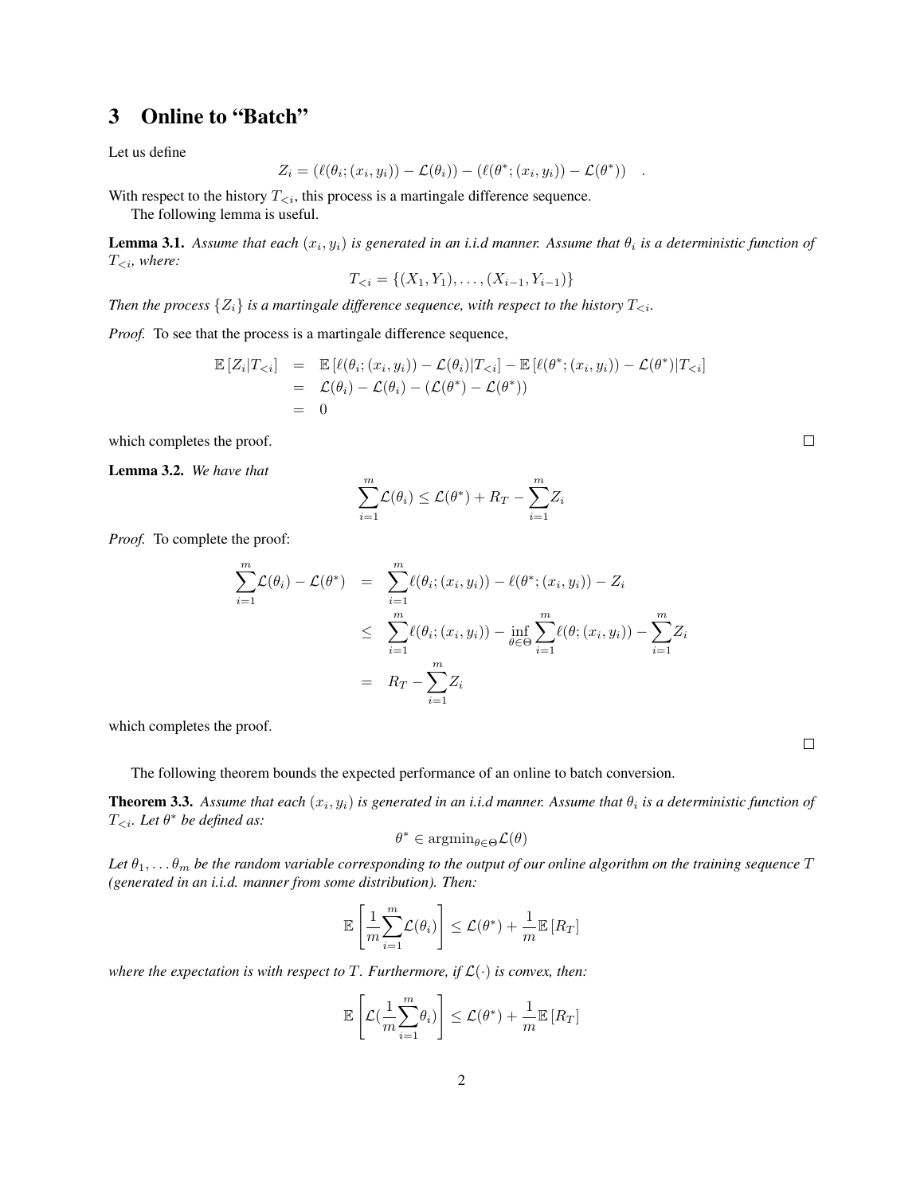# 3 Online to "Batch"

Let us define

$$Z_i = (\ell(\theta_i; (x_i, y_i)) - \mathcal{L}(\theta_i)) - (\ell(\theta^*; (x_i, y_i)) - \mathcal{L}(\theta^*)) \quad .$$

With respect to the history $T_{<i}$, this process is a martingale difference sequence.

The following lemma is useful.

**Lemma 3.1.** *Assume that each $(x_i, y_i)$ is generated in an i.i.d manner. Assume that $\theta_i$ is a deterministic function of $T_{<i}$, where:*

$$T_{<i} = \{(X_1, Y_1), \ldots, (X_{i-1}, Y_{i-1})\}$$

*Then the process $\{Z_i\}$ is a martingale difference sequence, with respect to the history $T_{<i}$.*

*Proof.* To see that the process is a martingale difference sequence,

$$\begin{aligned}
\mathbb{E}[Z_i | T_{<i}] &= \mathbb{E}[\ell(\theta_i; (x_i, y_i)) - \mathcal{L}(\theta_i) | T_{<i}] - \mathbb{E}[\ell(\theta^*; (x_i, y_i)) - \mathcal{L}(\theta^*) | T_{<i}] \\
&= \mathcal{L}(\theta_i) - \mathcal{L}(\theta_i) - (\mathcal{L}(\theta^*) - \mathcal{L}(\theta^*)) \\
&= 0
\end{aligned}$$

which completes the proof. □

**Lemma 3.2.** *We have that*

$$\sum_{i=1}^{m} \mathcal{L}(\theta_i) \leq \mathcal{L}(\theta^*) + R_T - \sum_{i=1}^{m} Z_i$$

*Proof.* To complete the proof:

$$\begin{aligned}
\sum_{i=1}^{m} \mathcal{L}(\theta_i) - \mathcal{L}(\theta^*) &= \sum_{i=1}^{m} \ell(\theta_i; (x_i, y_i)) - \ell(\theta^*; (x_i, y_i)) - Z_i \\
&\leq \sum_{i=1}^{m} \ell(\theta_i; (x_i, y_i)) - \inf_{\theta \in \Theta} \sum_{i=1}^{m} \ell(\theta; (x_i, y_i)) - \sum_{i=1}^{m} Z_i \\
&= R_T - \sum_{i=1}^{m} Z_i
\end{aligned}$$

which completes the proof. □

The following theorem bounds the expected performance of an online to batch conversion.

**Theorem 3.3.** *Assume that each $(x_i, y_i)$ is generated in an i.i.d manner. Assume that $\theta_i$ is a deterministic function of $T_{<i}$. Let $\theta^*$ be defined as:*

$$\theta^* \in \operatorname{argmin}_{\theta \in \Theta} \mathcal{L}(\theta)$$

*Let $\theta_1, \ldots \theta_m$ be the random variable corresponding to the output of our online algorithm on the training sequence $T$ (generated in an i.i.d. manner from some distribution). Then:*

$$\mathbb{E}\left[\frac{1}{m} \sum_{i=1}^{m} \mathcal{L}(\theta_i)\right] \leq \mathcal{L}(\theta^*) + \frac{1}{m} \mathbb{E}[R_T]$$

*where the expectation is with respect to $T$. Furthermore, if $\mathcal{L}(\cdot)$ is convex, then:*

$$\mathbb{E}\left[\mathcal{L}\left(\frac{1}{m} \sum_{i=1}^{m} \theta_i\right)\right] \leq \mathcal{L}(\theta^*) + \frac{1}{m} \mathbb{E}[R_T]$$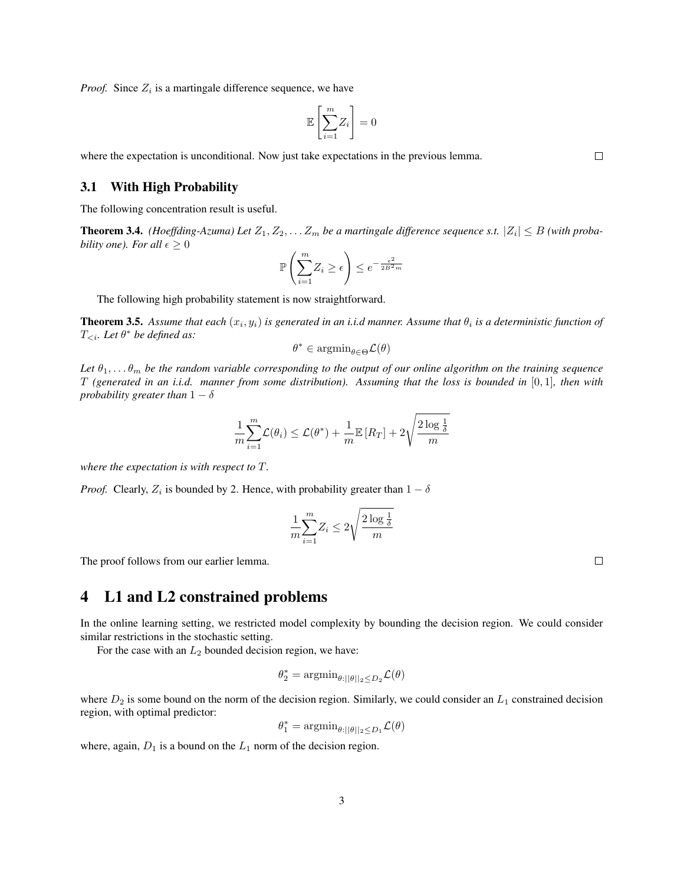*Proof.* Since $Z_i$ is a martingale difference sequence, we have

$$\mathbb{E}\left[\sum_{i=1}^{m} Z_i\right] = 0$$

where the expectation is unconditional. Now just take expectations in the previous lemma. □

## 3.1 With High Probability

The following concentration result is useful.

**Theorem 3.4.** *(Hoeffding-Azuma) Let $Z_1, Z_2, \dots Z_m$ be a martingale difference sequence s.t. $|Z_i| \leq B$ (with probability one). For all $\epsilon \geq 0$*

$$\mathbb{P}\left(\sum_{i=1}^{m} Z_i \geq \epsilon\right) \leq e^{-\frac{\epsilon^2}{2B^2 m}}$$

The following high probability statement is now straightforward.

**Theorem 3.5.** *Assume that each $(x_i, y_i)$ is generated in an i.i.d manner. Assume that $\theta_i$ is a deterministic function of $T_{<i}$. Let $\theta^*$ be defined as:*

$$\theta^* \in \operatorname{argmin}_{\theta \in \Theta} \mathcal{L}(\theta)$$

*Let $\theta_1, \dots \theta_m$ be the random variable corresponding to the output of our online algorithm on the training sequence $T$ (generated in an i.i.d. manner from some distribution). Assuming that the loss is bounded in $[0,1]$, then with probability greater than $1-\delta$*

$$\frac{1}{m}\sum_{i=1}^{m} \mathcal{L}(\theta_i) \leq \mathcal{L}(\theta^*) + \frac{1}{m}\mathbb{E}\left[R_T\right] + 2\sqrt{\frac{2\log\frac{1}{\delta}}{m}}$$

*where the expectation is with respect to $T$.*

*Proof.* Clearly, $Z_i$ is bounded by 2. Hence, with probability greater than $1-\delta$

$$\frac{1}{m}\sum_{i=1}^{m} Z_i \leq 2\sqrt{\frac{2\log\frac{1}{\delta}}{m}}$$

The proof follows from our earlier lemma. □

# 4 L1 and L2 constrained problems

In the online learning setting, we restricted model complexity by bounding the decision region. We could consider similar restrictions in the stochastic setting.

For the case with an $L_2$ bounded decision region, we have:

$$\theta_2^* = \operatorname{argmin}_{\theta: ||\theta||_2 \leq D_2} \mathcal{L}(\theta)$$

where $D_2$ is some bound on the norm of the decision region. Similarly, we could consider an $L_1$ constrained decision region, with optimal predictor:

$$\theta_1^* = \operatorname{argmin}_{\theta: ||\theta||_2 \leq D_1} \mathcal{L}(\theta)$$

where, again, $D_1$ is a bound on the $L_1$ norm of the decision region.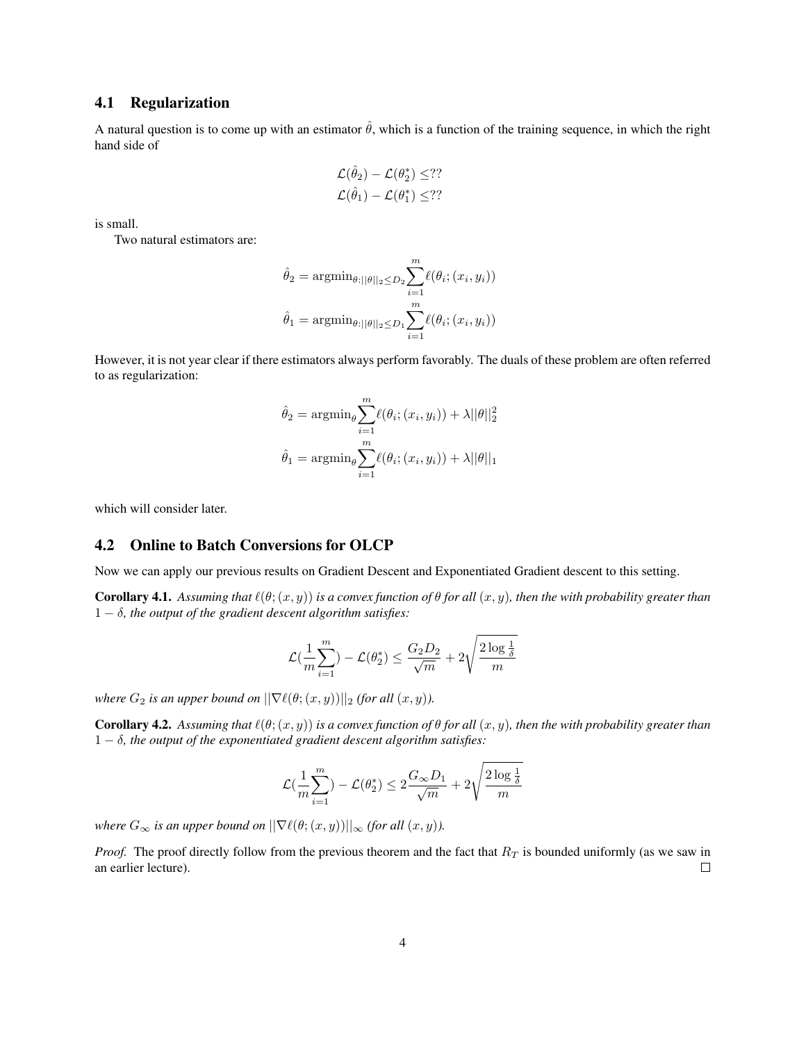## 4.1 Regularization

A natural question is to come up with an estimator $\hat{\theta}$, which is a function of the training sequence, in which the right hand side of

$$\mathcal{L}(\hat{\theta}_2) - \mathcal{L}(\theta_2^*) \leq ??$$
$$\mathcal{L}(\hat{\theta}_1) - \mathcal{L}(\theta_1^*) \leq ??$$

is small.

Two natural estimators are:

$$\hat{\theta}_2 = \mathrm{argmin}_{\theta:||\theta||_2 \leq D_2} \sum_{i=1}^{m} \ell(\theta_i; (x_i, y_i))$$
$$\hat{\theta}_1 = \mathrm{argmin}_{\theta:||\theta||_2 \leq D_1} \sum_{i=1}^{m} \ell(\theta_i; (x_i, y_i))$$

However, it is not year clear if there estimators always perform favorably. The duals of these problem are often referred to as regularization:

$$\hat{\theta}_2 = \mathrm{argmin}_{\theta} \sum_{i=1}^{m} \ell(\theta_i; (x_i, y_i)) + \lambda ||\theta||_2^2$$
$$\hat{\theta}_1 = \mathrm{argmin}_{\theta} \sum_{i=1}^{m} \ell(\theta_i; (x_i, y_i)) + \lambda ||\theta||_1$$

which will consider later.

## 4.2 Online to Batch Conversions for OLCP

Now we can apply our previous results on Gradient Descent and Exponentiated Gradient descent to this setting.

**Corollary 4.1.** *Assuming that $\ell(\theta; (x, y))$ is a convex function of $\theta$ for all $(x, y)$, then the with probability greater than $1 - \delta$, the output of the gradient descent algorithm satisfies:*

$$\mathcal{L}(\frac{1}{m}\sum_{i=1}^{m}) - \mathcal{L}(\theta_2^*) \leq \frac{G_2 D_2}{\sqrt{m}} + 2\sqrt{\frac{2\log\frac{1}{\delta}}{m}}$$

*where $G_2$ is an upper bound on $||\nabla \ell(\theta; (x, y))||_2$ (for all $(x, y)$).*

**Corollary 4.2.** *Assuming that $\ell(\theta; (x, y))$ is a convex function of $\theta$ for all $(x, y)$, then the with probability greater than $1 - \delta$, the output of the exponentiated gradient descent algorithm satisfies:*

$$\mathcal{L}(\frac{1}{m}\sum_{i=1}^{m}) - \mathcal{L}(\theta_2^*) \leq 2\frac{G_\infty D_1}{\sqrt{m}} + 2\sqrt{\frac{2\log\frac{1}{\delta}}{m}}$$

*where $G_\infty$ is an upper bound on $||\nabla \ell(\theta; (x, y))||_\infty$ (for all $(x, y)$).*

*Proof.* The proof directly follow from the previous theorem and the fact that $R_T$ is bounded uniformly (as we saw in an earlier lecture). □